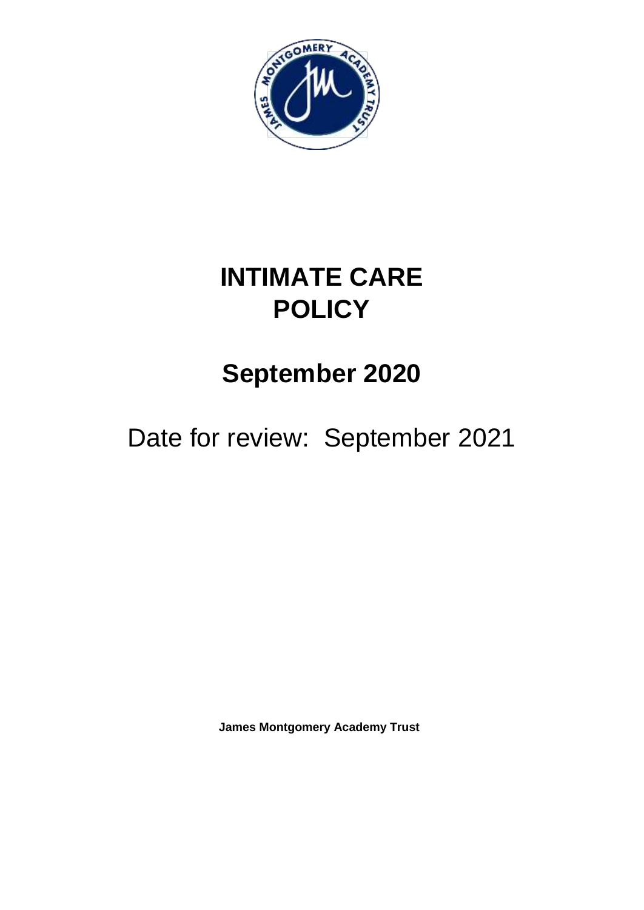# INTIMATE CARE POLICY

## September 2020

Date for review: September 2021

**James Montgomery Academy Trust**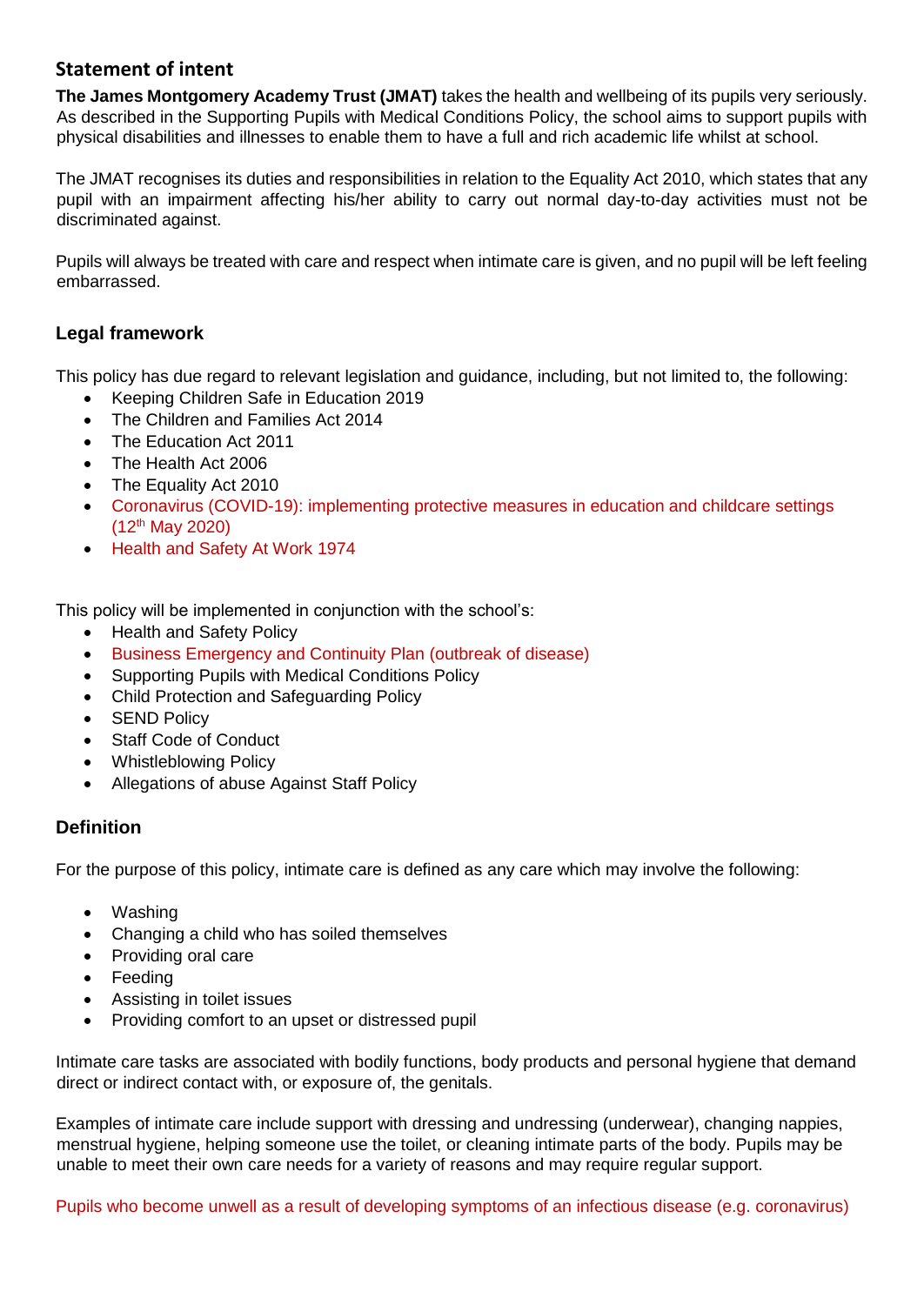## Statement of intent

**The James Montgomery Academy Trust (JMAT)** takes the health and wellbeing of its pupils very seriously. As described in the Supporting Pupils with Medical Conditions Policy, the school aims to support pupils with physical disabilities and illnesses to enable them to have a full and rich academic life whilst at school.

The JMAT recognises its duties and responsibilities in relation to the Equality Act 2010, which states that any pupil with an impairment affecting his/her ability to carry out normal day-to-day activities must not be discriminated against.

Pupils will always be treated with care and respect when intimate care is given, and no pupil will be left feeling embarrassed.

## Legal framework

This policy has due regard to relevant legislation and guidance, including, but not limited to, the following:

- Keeping Children Safe in Education 2019
- The Children and Families Act 2014
- The Education Act 2011
- The Health Act 2006
- The Equality Act 2010
- Coronavirus (COVID-19): implementing protective measures in education and childcare settings (12th May 2020)
- Health and Safety At Work 1974

This policy will be implemented in conjunction with the school's:

- Health and Safety Policy
- Business Emergency and Continuity Plan (outbreak of disease)
- Supporting Pupils with Medical Conditions Policy
- Child Protection and Safeguarding Policy
- SEND Policy
- Staff Code of Conduct
- Whistleblowing Policy
- Allegations of abuse Against Staff Policy

## Definition

For the purpose of this policy, intimate care is defined as any care which may involve the following:

- Washing
- Changing a child who has soiled themselves
- Providing oral care
- Feeding
- Assisting in toilet issues
- Providing comfort to an upset or distressed pupil

Intimate care tasks are associated with bodily functions, body products and personal hygiene that demand direct or indirect contact with, or exposure of, the genitals.

Examples of intimate care include support with dressing and undressing (underwear), changing nappies, menstrual hygiene, helping someone use the toilet, or cleaning intimate parts of the body. Pupils may be unable to meet their own care needs for a variety of reasons and may require regular support.

Pupils who become unwell as a result of developing symptoms of an infectious disease (e.g. coronavirus)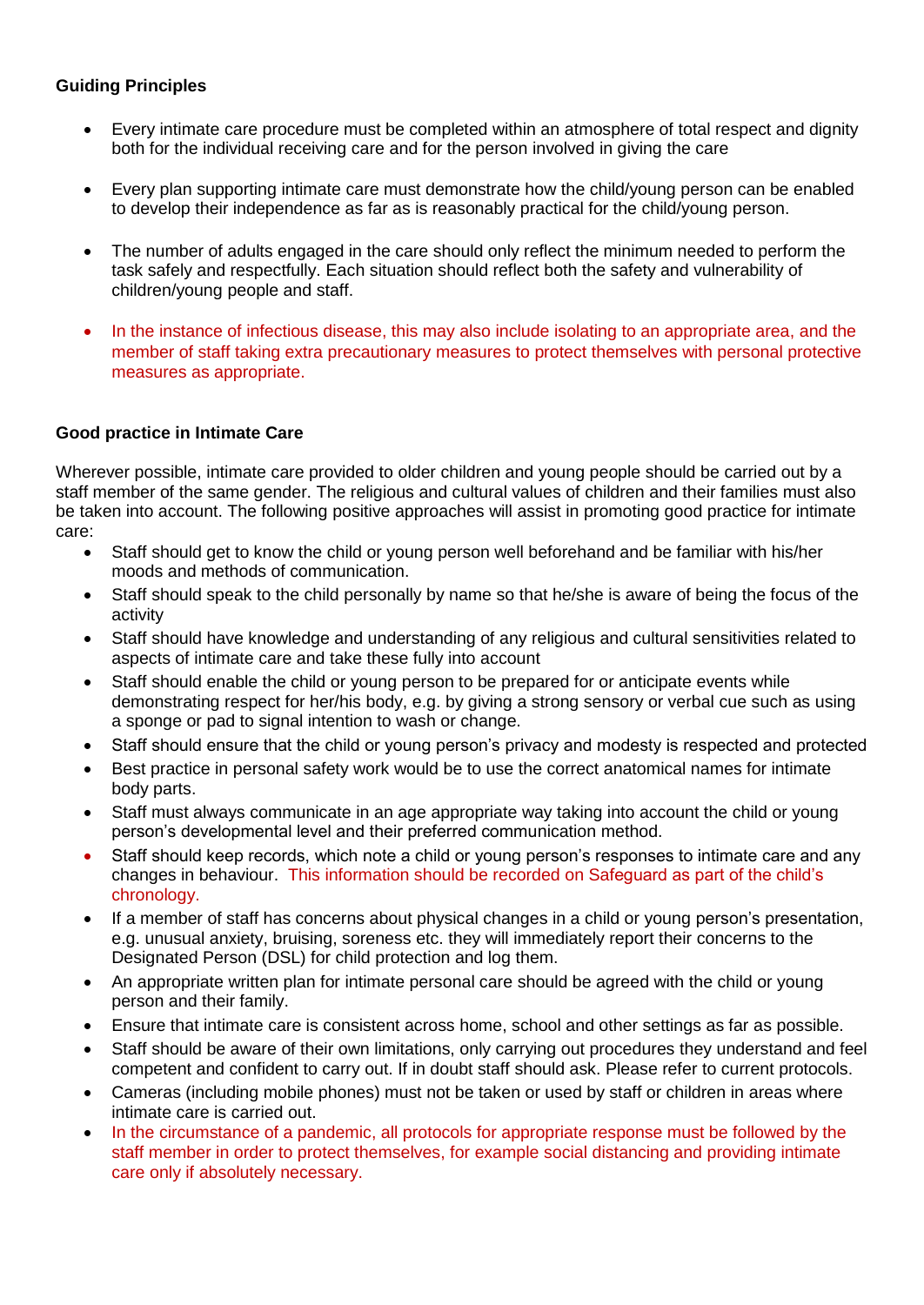**Guiding Principles**

- Every intimate care procedure must be completed within an atmosphere of total respect and dignity both for the individual receiving care and for the person involved in giving the care
- Every plan supporting intimate care must demonstrate how the child/young person can be enabled to develop their independence as far as is reasonably practical for the child/young person.
- The number of adults engaged in the care should only reflect the minimum needed to perform the task safely and respectfully. Each situation should reflect both the safety and vulnerability of children/young people and staff.
- In the instance of infectious disease, this may also include isolating to an appropriate area, and the member of staff taking extra precautionary measures to protect themselves with personal protective measures as appropriate.

**Good practice in Intimate Care**

Wherever possible, intimate care provided to older children and young people should be carried out by a staff member of the same gender. The religious and cultural values of children and their families must also be taken into account. The following positive approaches will assist in promoting good practice for intimate care:

- Staff should get to know the child or young person well beforehand and be familiar with his/her moods and methods of communication.
- Staff should speak to the child personally by name so that he/she is aware of being the focus of the activity
- Staff should have knowledge and understanding of any religious and cultural sensitivities related to aspects of intimate care and take these fully into account
- Staff should enable the child or young person to be prepared for or anticipate events while demonstrating respect for her/his body, e.g. by giving a strong sensory or verbal cue such as using a sponge or pad to signal intention to wash or change.
- Staff should ensure that the child or young person's privacy and modesty is respected and protected
- Best practice in personal safety work would be to use the correct anatomical names for intimate body parts.
- Staff must always communicate in an age appropriate way taking into account the child or young person's developmental level and their preferred communication method.
- Staff should keep records, which note a child or young person's responses to intimate care and any changes in behaviour. This information should be recorded on Safeguard as part of the child's chronology.
- If a member of staff has concerns about physical changes in a child or young person's presentation, e.g. unusual anxiety, bruising, soreness etc. they will immediately report their concerns to the Designated Person (DSL) for child protection and log them.
- An appropriate written plan for intimate personal care should be agreed with the child or young person and their family.
- Ensure that intimate care is consistent across home, school and other settings as far as possible.
- Staff should be aware of their own limitations, only carrying out procedures they understand and feel competent and confident to carry out. If in doubt staff should ask. Please refer to current protocols.
- Cameras (including mobile phones) must not be taken or used by staff or children in areas where intimate care is carried out.
- In the circumstance of a pandemic, all protocols for appropriate response must be followed by the staff member in order to protect themselves, for example social distancing and providing intimate care only if absolutely necessary.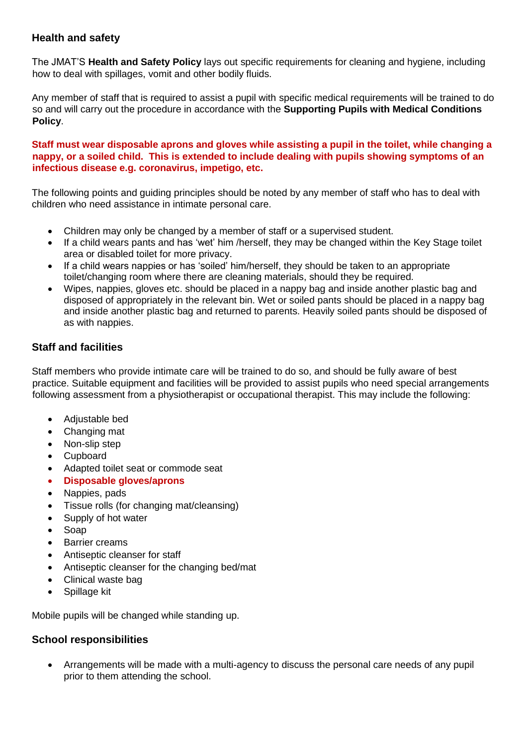## Health and safety

The JMAT'S **Health and Safety Policy** lays out specific requirements for cleaning and hygiene, including how to deal with spillages, vomit and other bodily fluids.

Any member of staff that is required to assist a pupil with specific medical requirements will be trained to do so and will carry out the procedure in accordance with the **Supporting Pupils with Medical Conditions Policy**.

**Staff must wear disposable aprons and gloves while assisting a pupil in the toilet, while changing a nappy, or a soiled child. This is extended to include dealing with pupils showing symptoms of an infectious disease e.g. coronavirus, impetigo, etc.**

The following points and guiding principles should be noted by any member of staff who has to deal with children who need assistance in intimate personal care.

- Children may only be changed by a member of staff or a supervised student.
- If a child wears pants and has 'wet' him /herself, they may be changed within the Key Stage toilet area or disabled toilet for more privacy.
- If a child wears nappies or has 'soiled' him/herself, they should be taken to an appropriate toilet/changing room where there are cleaning materials, should they be required.
- Wipes, nappies, gloves etc. should be placed in a nappy bag and inside another plastic bag and disposed of appropriately in the relevant bin. Wet or soiled pants should be placed in a nappy bag and inside another plastic bag and returned to parents. Heavily soiled pants should be disposed of as with nappies.

## Staff and facilities

Staff members who provide intimate care will be trained to do so, and should be fully aware of best practice. Suitable equipment and facilities will be provided to assist pupils who need special arrangements following assessment from a physiotherapist or occupational therapist. This may include the following:

- Adjustable bed
- Changing mat
- Non-slip step
- Cupboard
- Adapted toilet seat or commode seat
- **Disposable gloves/aprons**
- Nappies, pads
- Tissue rolls (for changing mat/cleansing)
- Supply of hot water
- Soap
- Barrier creams
- Antiseptic cleanser for staff
- Antiseptic cleanser for the changing bed/mat
- Clinical waste bag
- Spillage kit

Mobile pupils will be changed while standing up.

## School responsibilities

- Arrangements will be made with a multi-agency to discuss the personal care needs of any pupil prior to them attending the school.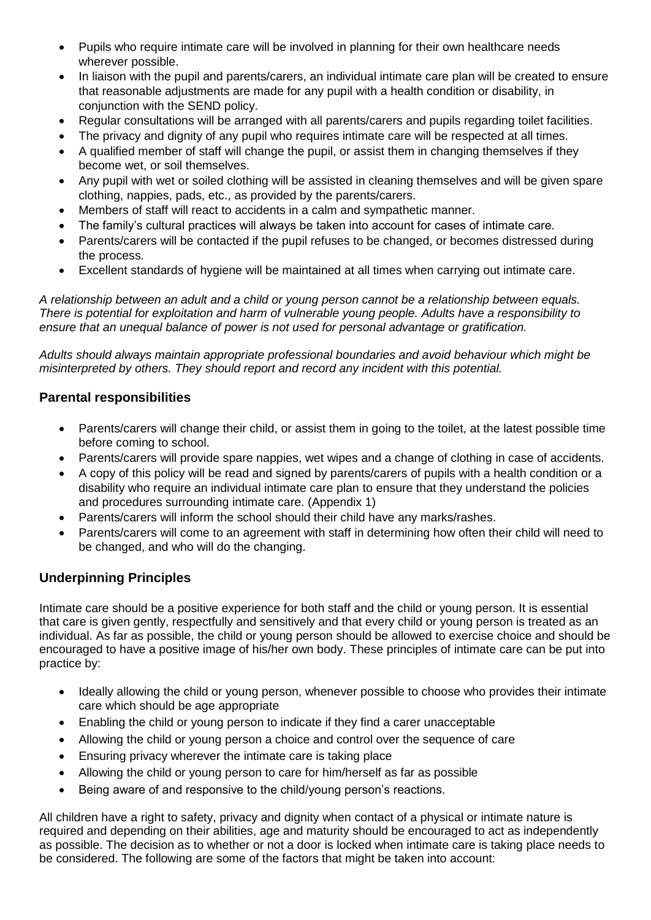- Pupils who require intimate care will be involved in planning for their own healthcare needs wherever possible.
- In liaison with the pupil and parents/carers, an individual intimate care plan will be created to ensure that reasonable adjustments are made for any pupil with a health condition or disability, in conjunction with the SEND policy.
- Regular consultations will be arranged with all parents/carers and pupils regarding toilet facilities.
- The privacy and dignity of any pupil who requires intimate care will be respected at all times.
- A qualified member of staff will change the pupil, or assist them in changing themselves if they become wet, or soil themselves.
- Any pupil with wet or soiled clothing will be assisted in cleaning themselves and will be given spare clothing, nappies, pads, etc., as provided by the parents/carers.
- Members of staff will react to accidents in a calm and sympathetic manner.
- The family's cultural practices will always be taken into account for cases of intimate care.
- Parents/carers will be contacted if the pupil refuses to be changed, or becomes distressed during the process.
- Excellent standards of hygiene will be maintained at all times when carrying out intimate care.

*A relationship between an adult and a child or young person cannot be a relationship between equals. There is potential for exploitation and harm of vulnerable young people. Adults have a responsibility to ensure that an unequal balance of power is not used for personal advantage or gratification.*

*Adults should always maintain appropriate professional boundaries and avoid behaviour which might be misinterpreted by others. They should report and record any incident with this potential.*

## Parental responsibilities

- Parents/carers will change their child, or assist them in going to the toilet, at the latest possible time before coming to school.
- Parents/carers will provide spare nappies, wet wipes and a change of clothing in case of accidents.
- A copy of this policy will be read and signed by parents/carers of pupils with a health condition or a disability who require an individual intimate care plan to ensure that they understand the policies and procedures surrounding intimate care. (Appendix 1)
- Parents/carers will inform the school should their child have any marks/rashes.
- Parents/carers will come to an agreement with staff in determining how often their child will need to be changed, and who will do the changing.

## Underpinning Principles

Intimate care should be a positive experience for both staff and the child or young person. It is essential that care is given gently, respectfully and sensitively and that every child or young person is treated as an individual. As far as possible, the child or young person should be allowed to exercise choice and should be encouraged to have a positive image of his/her own body. These principles of intimate care can be put into practice by:

- Ideally allowing the child or young person, whenever possible to choose who provides their intimate care which should be age appropriate
- Enabling the child or young person to indicate if they find a carer unacceptable
- Allowing the child or young person a choice and control over the sequence of care
- Ensuring privacy wherever the intimate care is taking place
- Allowing the child or young person to care for him/herself as far as possible
- Being aware of and responsive to the child/young person's reactions.

All children have a right to safety, privacy and dignity when contact of a physical or intimate nature is required and depending on their abilities, age and maturity should be encouraged to act as independently as possible. The decision as to whether or not a door is locked when intimate care is taking place needs to be considered. The following are some of the factors that might be taken into account: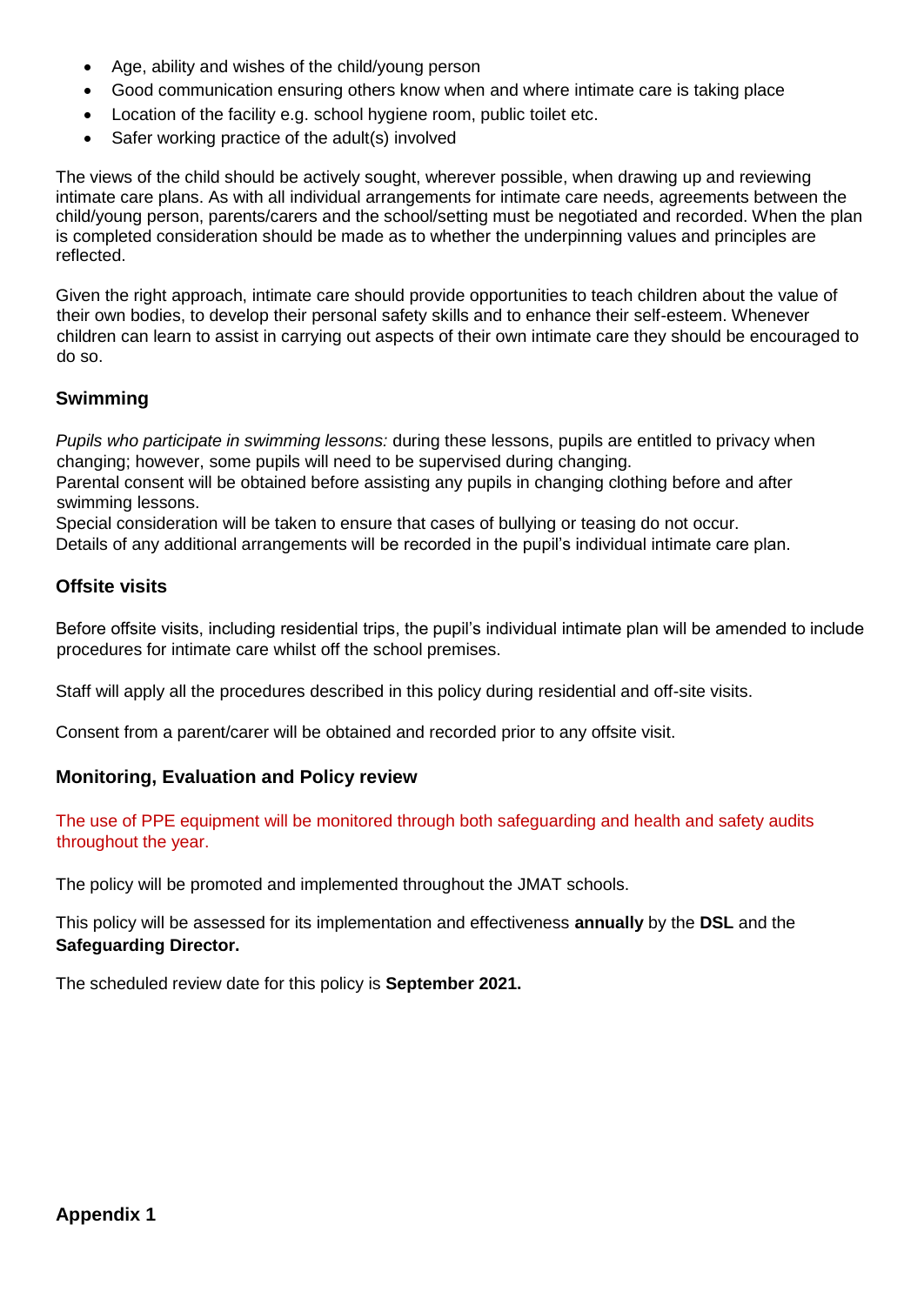- Age, ability and wishes of the child/young person
- Good communication ensuring others know when and where intimate care is taking place
- Location of the facility e.g. school hygiene room, public toilet etc.
- Safer working practice of the adult(s) involved

The views of the child should be actively sought, wherever possible, when drawing up and reviewing intimate care plans. As with all individual arrangements for intimate care needs, agreements between the child/young person, parents/carers and the school/setting must be negotiated and recorded. When the plan is completed consideration should be made as to whether the underpinning values and principles are reflected.

Given the right approach, intimate care should provide opportunities to teach children about the value of their own bodies, to develop their personal safety skills and to enhance their self-esteem. Whenever children can learn to assist in carrying out aspects of their own intimate care they should be encouraged to do so.

## Swimming

*Pupils who participate in swimming lessons:* during these lessons, pupils are entitled to privacy when changing; however, some pupils will need to be supervised during changing.
Parental consent will be obtained before assisting any pupils in changing clothing before and after swimming lessons.
Special consideration will be taken to ensure that cases of bullying or teasing do not occur.
Details of any additional arrangements will be recorded in the pupil's individual intimate care plan.

## Offsite visits

Before offsite visits, including residential trips, the pupil's individual intimate plan will be amended to include procedures for intimate care whilst off the school premises.

Staff will apply all the procedures described in this policy during residential and off-site visits.

Consent from a parent/carer will be obtained and recorded prior to any offsite visit.

## Monitoring, Evaluation and Policy review

The use of PPE equipment will be monitored through both safeguarding and health and safety audits throughout the year.

The policy will be promoted and implemented throughout the JMAT schools.

This policy will be assessed for its implementation and effectiveness **annually** by the **DSL** and the **Safeguarding Director.**

The scheduled review date for this policy is **September 2021.**

## Appendix 1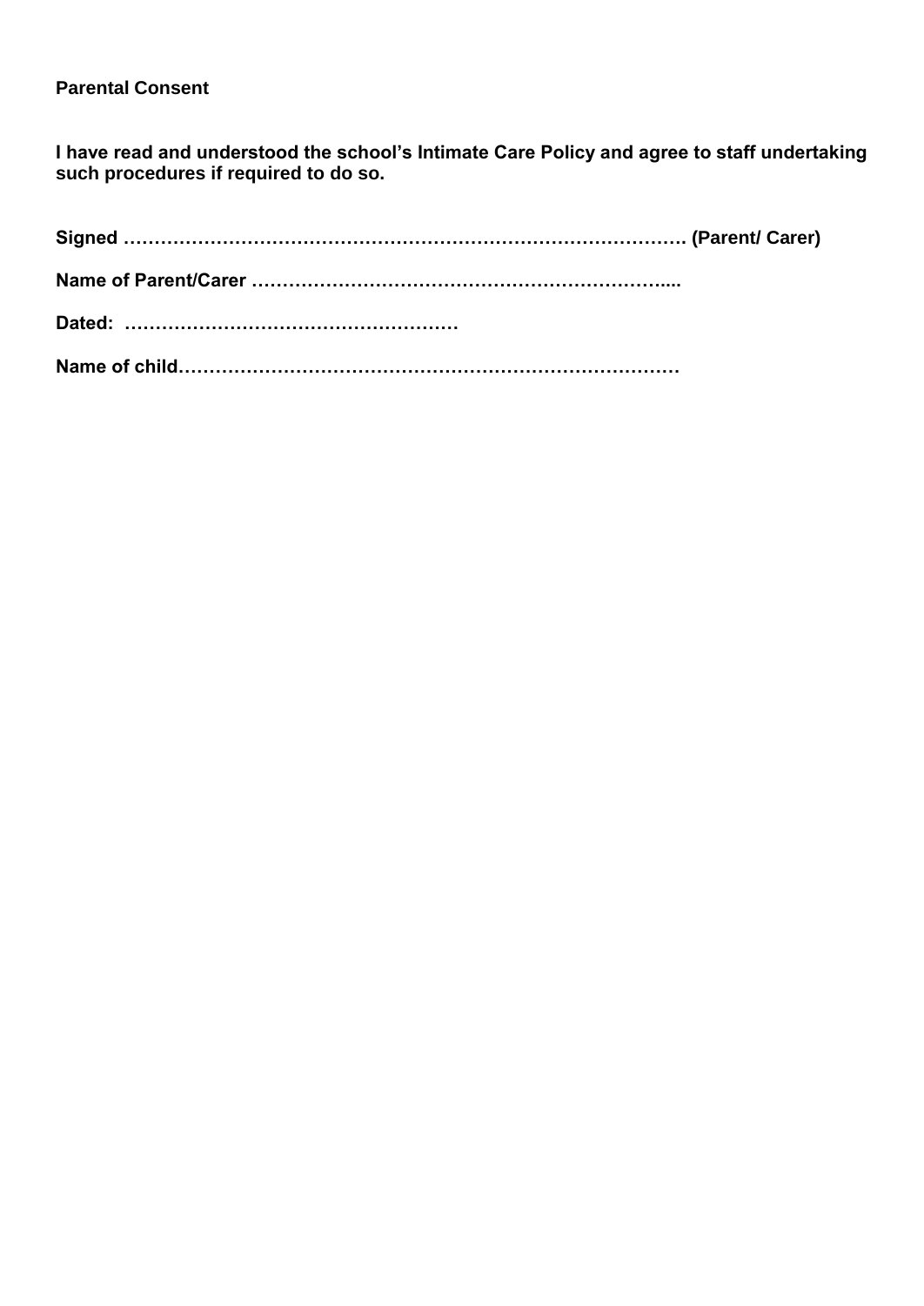**Parental Consent**

**I have read and understood the school's Intimate Care Policy and agree to staff undertaking such procedures if required to do so.**

**Signed ………………………………………………………………………………. (Parent/ Carer)**

**Name of Parent/Carer ………………………………………………………......**

**Dated: ………………………………………………**

**Name of child………………………………………………………………………**